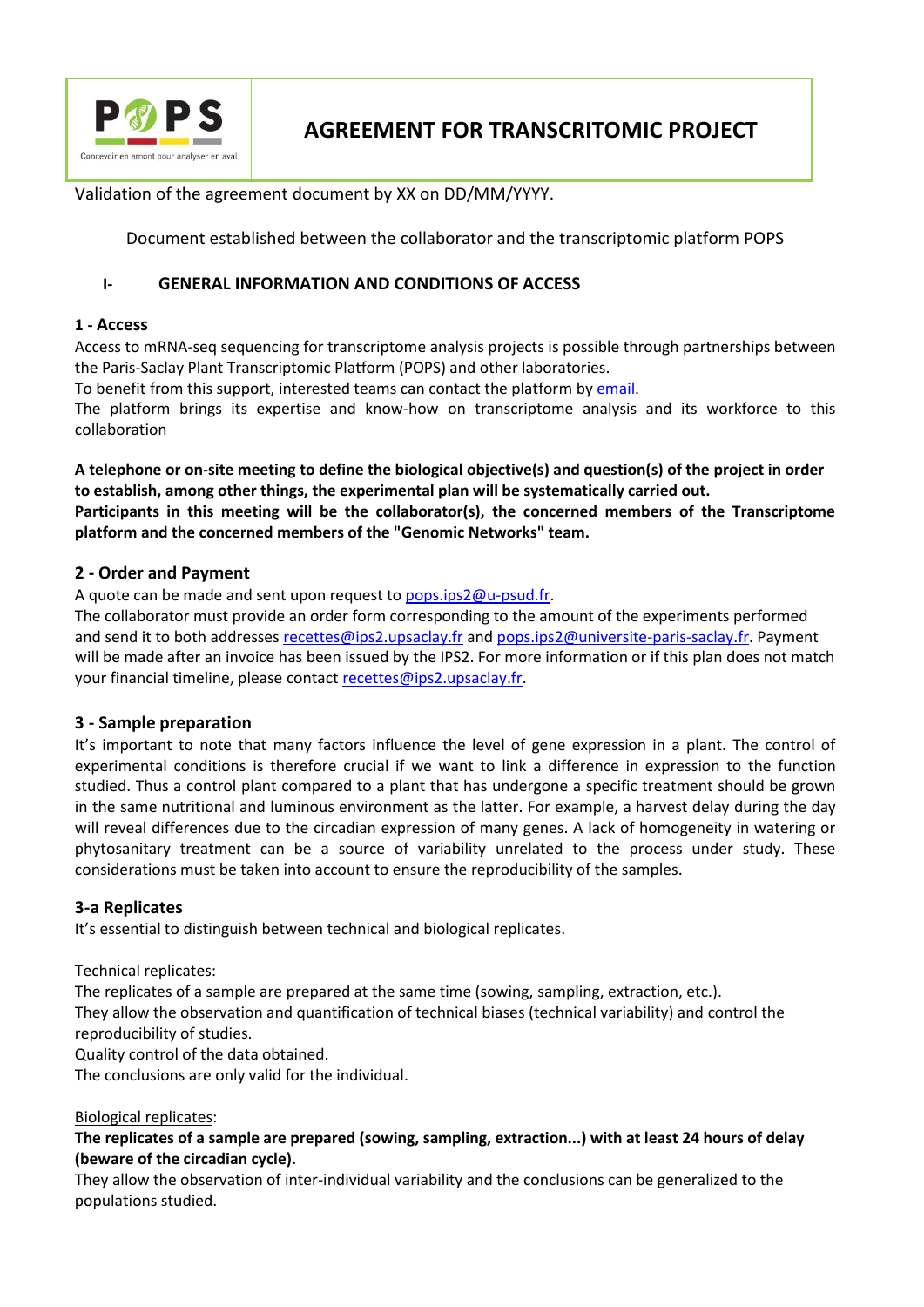# AGREEMENT FOR TRANSCRITOMIC PROJECT

Validation of the agreement document by XX on DD/MM/YYYY.

Document established between the collaborator and the transcriptomic platform POPS

## I- GENERAL INFORMATION AND CONDITIONS OF ACCESS

### 1 - Access

Access to mRNA-seq sequencing for transcriptome analysis projects is possible through partnerships between the Paris-Saclay Plant Transcriptomic Platform (POPS) and other laboratories.
To benefit from this support, interested teams can contact the platform by email.
The platform brings its expertise and know-how on transcriptome analysis and its workforce to this collaboration

**A telephone or on-site meeting to define the biological objective(s) and question(s) of the project in order to establish, among other things, the experimental plan will be systematically carried out.**
**Participants in this meeting will be the collaborator(s), the concerned members of the Transcriptome platform and the concerned members of the "Genomic Networks" team.**

### 2 - Order and Payment

A quote can be made and sent upon request to pops.ips2@u-psud.fr.
The collaborator must provide an order form corresponding to the amount of the experiments performed and send it to both addresses recettes@ips2.upsaclay.fr and pops.ips2@universite-paris-saclay.fr. Payment will be made after an invoice has been issued by the IPS2. For more information or if this plan does not match your financial timeline, please contact recettes@ips2.upsaclay.fr.

### 3 - Sample preparation

It's important to note that many factors influence the level of gene expression in a plant. The control of experimental conditions is therefore crucial if we want to link a difference in expression to the function studied. Thus a control plant compared to a plant that has undergone a specific treatment should be grown in the same nutritional and luminous environment as the latter. For example, a harvest delay during the day will reveal differences due to the circadian expression of many genes. A lack of homogeneity in watering or phytosanitary treatment can be a source of variability unrelated to the process under study. These considerations must be taken into account to ensure the reproducibility of the samples.

### 3-a Replicates

It's essential to distinguish between technical and biological replicates.

Technical replicates:
The replicates of a sample are prepared at the same time (sowing, sampling, extraction, etc.).
They allow the observation and quantification of technical biases (technical variability) and control the reproducibility of studies.
Quality control of the data obtained.
The conclusions are only valid for the individual.

Biological replicates:
**The replicates of a sample are prepared (sowing, sampling, extraction...) with at least 24 hours of delay (beware of the circadian cycle)**.
They allow the observation of inter-individual variability and the conclusions can be generalized to the populations studied.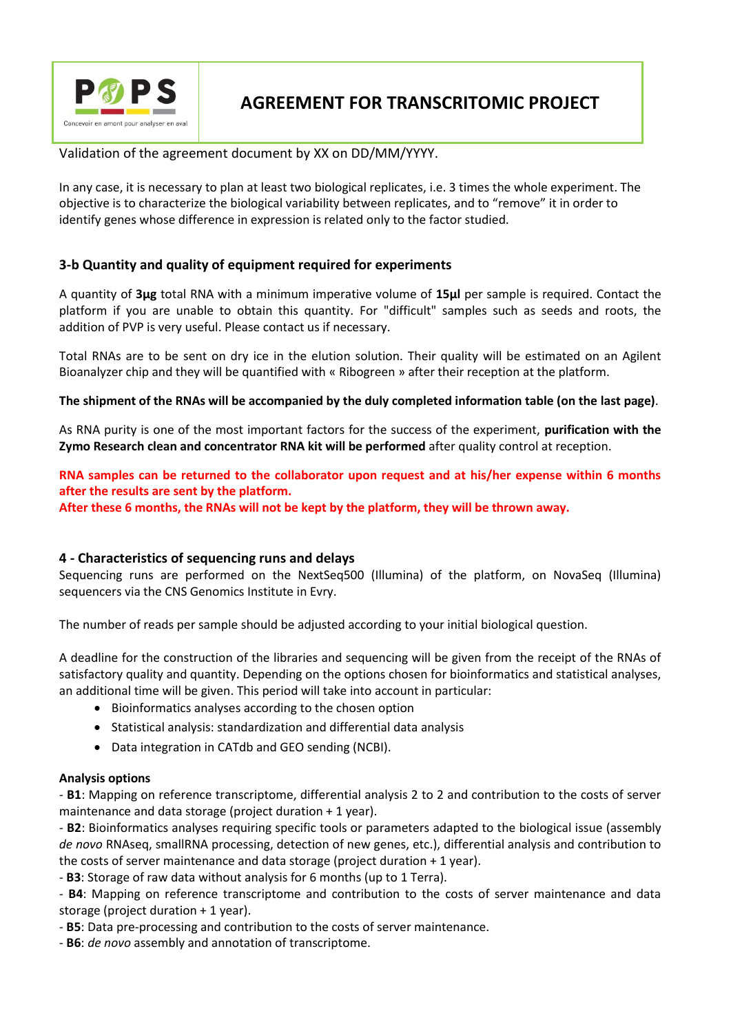Validation of the agreement document by XX on DD/MM/YYYY.

In any case, it is necessary to plan at least two biological replicates, i.e. 3 times the whole experiment. The objective is to characterize the biological variability between replicates, and to “remove” it in order to identify genes whose difference in expression is related only to the factor studied.

### 3-b Quantity and quality of equipment required for experiments

A quantity of **3µg** total RNA with a minimum imperative volume of **15µl** per sample is required. Contact the platform if you are unable to obtain this quantity. For "difficult" samples such as seeds and roots, the addition of PVP is very useful. Please contact us if necessary.

Total RNAs are to be sent on dry ice in the elution solution. Their quality will be estimated on an Agilent Bioanalyzer chip and they will be quantified with « Ribogreen » after their reception at the platform.

**The shipment of the RNAs will be accompanied by the duly completed information table (on the last page)**.

As RNA purity is one of the most important factors for the success of the experiment, **purification with the Zymo Research clean and concentrator RNA kit will be performed** after quality control at reception.

**RNA samples can be returned to the collaborator upon request and at his/her expense within 6 months after the results are sent by the platform.**
**After these 6 months, the RNAs will not be kept by the platform, they will be thrown away.**

### 4 - Characteristics of sequencing runs and delays

Sequencing runs are performed on the NextSeq500 (Illumina) of the platform, on NovaSeq (Illumina) sequencers via the CNS Genomics Institute in Evry.

The number of reads per sample should be adjusted according to your initial biological question.

A deadline for the construction of the libraries and sequencing will be given from the receipt of the RNAs of satisfactory quality and quantity. Depending on the options chosen for bioinformatics and statistical analyses, an additional time will be given. This period will take into account in particular:

- Bioinformatics analyses according to the chosen option
- Statistical analysis: standardization and differential data analysis
- Data integration in CATdb and GEO sending (NCBI).

**Analysis options**

- **B1**: Mapping on reference transcriptome, differential analysis 2 to 2 and contribution to the costs of server maintenance and data storage (project duration + 1 year).
- **B2**: Bioinformatics analyses requiring specific tools or parameters adapted to the biological issue (assembly *de novo* RNAseq, smallRNA processing, detection of new genes, etc.), differential analysis and contribution to the costs of server maintenance and data storage (project duration + 1 year).
- **B3**: Storage of raw data without analysis for 6 months (up to 1 Terra).
- **B4**: Mapping on reference transcriptome and contribution to the costs of server maintenance and data storage (project duration + 1 year).
- **B5**: Data pre-processing and contribution to the costs of server maintenance.
- **B6**: *de novo* assembly and annotation of transcriptome.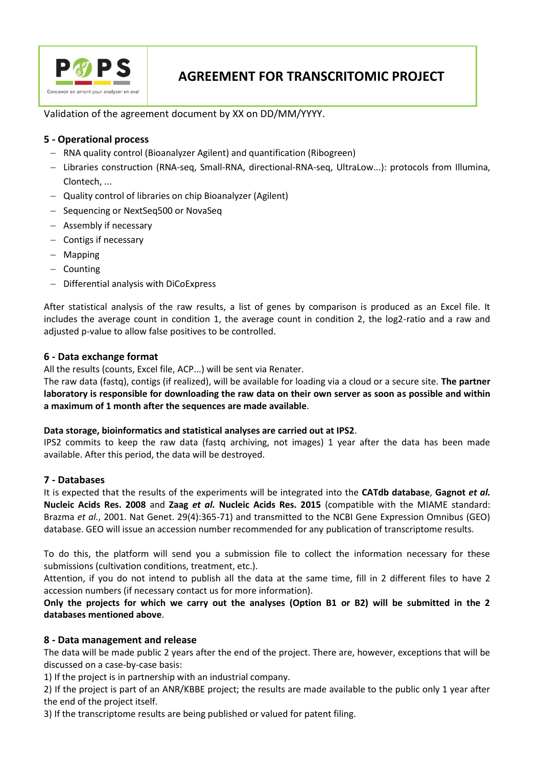Validation of the agreement document by XX on DD/MM/YYYY.

### 5 - Operational process

- RNA quality control (Bioanalyzer Agilent) and quantification (Ribogreen)
- Libraries construction (RNA-seq, Small-RNA, directional-RNA-seq, UltraLow...): protocols from Illumina, Clontech, ...
- Quality control of libraries on chip Bioanalyzer (Agilent)
- Sequencing or NextSeq500 or NovaSeq
- Assembly if necessary
- Contigs if necessary
- Mapping
- Counting
- Differential analysis with DiCoExpress

After statistical analysis of the raw results, a list of genes by comparison is produced as an Excel file. It includes the average count in condition 1, the average count in condition 2, the log2-ratio and a raw and adjusted p-value to allow false positives to be controlled.

### 6 - Data exchange format

All the results (counts, Excel file, ACP...) will be sent via Renater.

The raw data (fastq), contigs (if realized), will be available for loading via a cloud or a secure site. **The partner laboratory is responsible for downloading the raw data on their own server as soon as possible and within a maximum of 1 month after the sequences are made available**.

**Data storage, bioinformatics and statistical analyses are carried out at IPS2**.

IPS2 commits to keep the raw data (fastq archiving, not images) 1 year after the data has been made available. After this period, the data will be destroyed.

### 7 - Databases

It is expected that the results of the experiments will be integrated into the **CATdb database**, **Gagnot *et al.* Nucleic Acids Res. 2008** and **Zaag *et al.* Nucleic Acids Res. 2015** (compatible with the MIAME standard: Brazma *et al.*, 2001. Nat Genet. 29(4):365-71) and transmitted to the NCBI Gene Expression Omnibus (GEO) database. GEO will issue an accession number recommended for any publication of transcriptome results.

To do this, the platform will send you a submission file to collect the information necessary for these submissions (cultivation conditions, treatment, etc.).

Attention, if you do not intend to publish all the data at the same time, fill in 2 different files to have 2 accession numbers (if necessary contact us for more information).

**Only the projects for which we carry out the analyses (Option B1 or B2) will be submitted in the 2 databases mentioned above**.

### 8 - Data management and release

The data will be made public 2 years after the end of the project. There are, however, exceptions that will be discussed on a case-by-case basis:

1) If the project is in partnership with an industrial company.

2) If the project is part of an ANR/KBBE project; the results are made available to the public only 1 year after the end of the project itself.

3) If the transcriptome results are being published or valued for patent filing.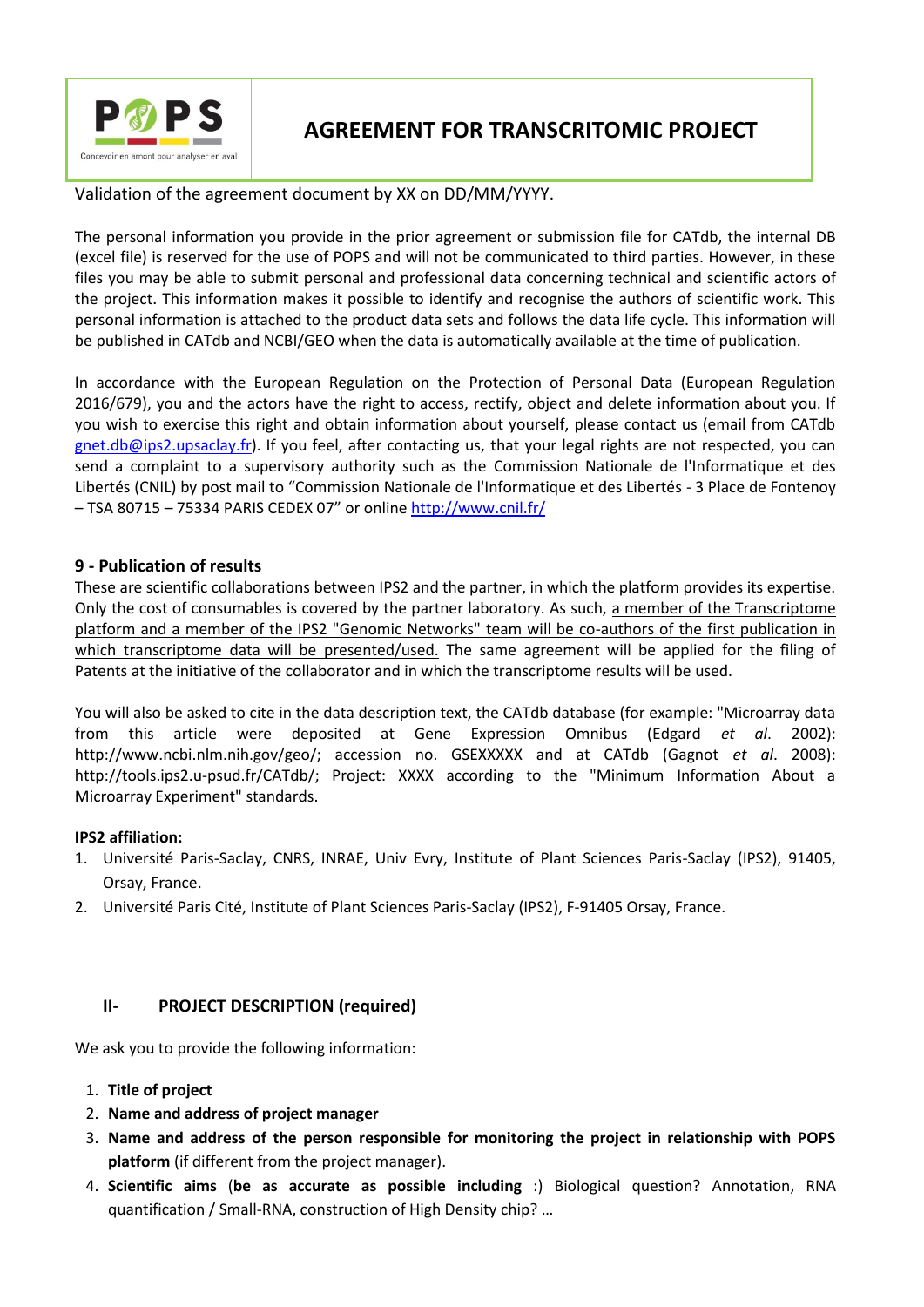| POPS<br>Concevoir en amont pour analyser en aval | **AGREEMENT FOR TRANSCRITOMIC PROJECT** |
|---|---|

Validation of the agreement document by XX on DD/MM/YYYY.

The personal information you provide in the prior agreement or submission file for CATdb, the internal DB (excel file) is reserved for the use of POPS and will not be communicated to third parties. However, in these files you may be able to submit personal and professional data concerning technical and scientific actors of the project. This information makes it possible to identify and recognise the authors of scientific work. This personal information is attached to the product data sets and follows the data life cycle. This information will be published in CATdb and NCBI/GEO when the data is automatically available at the time of publication.

In accordance with the European Regulation on the Protection of Personal Data (European Regulation 2016/679), you and the actors have the right to access, rectify, object and delete information about you. If you wish to exercise this right and obtain information about yourself, please contact us (email from CATdb gnet.db@ips2.upsaclay.fr). If you feel, after contacting us, that your legal rights are not respected, you can send a complaint to a supervisory authority such as the Commission Nationale de l'Informatique et des Libertés (CNIL) by post mail to "Commission Nationale de l'Informatique et des Libertés - 3 Place de Fontenoy – TSA 80715 – 75334 PARIS CEDEX 07" or online http://www.cnil.fr/

### 9 - Publication of results

These are scientific collaborations between IPS2 and the partner, in which the platform provides its expertise. Only the cost of consumables is covered by the partner laboratory. As such, a member of the Transcriptome platform and a member of the IPS2 "Genomic Networks" team will be co-authors of the first publication in which transcriptome data will be presented/used. The same agreement will be applied for the filing of Patents at the initiative of the collaborator and in which the transcriptome results will be used.

You will also be asked to cite in the data description text, the CATdb database (for example: "Microarray data from this article were deposited at Gene Expression Omnibus (Edgard *et al*. 2002): http://www.ncbi.nlm.nih.gov/geo/; accession no. GSEXXXXX and at CATdb (Gagnot *et al*. 2008): http://tools.ips2.u-psud.fr/CATdb/; Project: XXXX according to the "Minimum Information About a Microarray Experiment" standards.

**IPS2 affiliation:**

1. Université Paris-Saclay, CNRS, INRAE, Univ Evry, Institute of Plant Sciences Paris-Saclay (IPS2), 91405, Orsay, France.
2. Université Paris Cité, Institute of Plant Sciences Paris-Saclay (IPS2), F-91405 Orsay, France.

## II- PROJECT DESCRIPTION (required)

We ask you to provide the following information:

1. **Title of project**
2. **Name and address of project manager**
3. **Name and address of the person responsible for monitoring the project in relationship with POPS platform** (if different from the project manager).
4. **Scientific aims** (**be as accurate as possible including** :) Biological question? Annotation, RNA quantification / Small-RNA, construction of High Density chip? …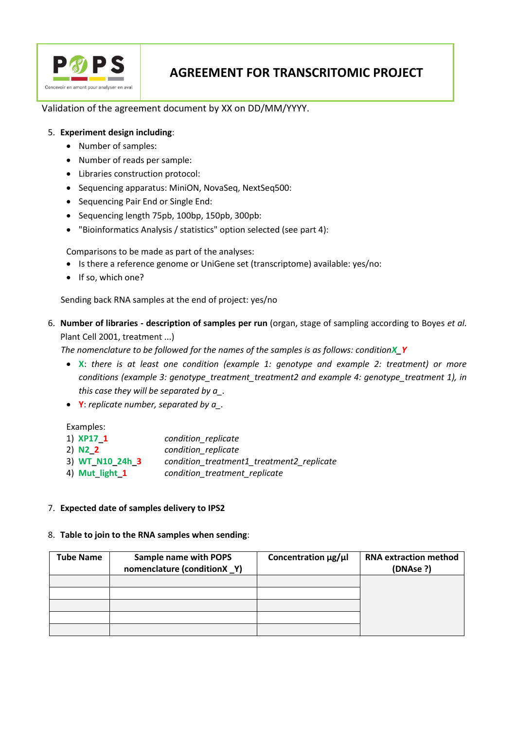| | |
|---|---|
| POPS<br>Concevoir en amont pour analyser en aval | **AGREEMENT FOR TRANSCRITOMIC PROJECT** |

Validation of the agreement document by XX on DD/MM/YYYY.

5. **Experiment design including**:
   - Number of samples:
   - Number of reads per sample:
   - Libraries construction protocol:
   - Sequencing apparatus: MiniON, NovaSeq, NextSeq500:
   - Sequencing Pair End or Single End:
   - Sequencing length 75pb, 100bp, 150pb, 300pb:
   - "Bioinformatics Analysis / statistics" option selected (see part 4):

   Comparisons to be made as part of the analyses:
   - Is there a reference genome or UniGene set (transcriptome) available: yes/no:
   - If so, which one?

   Sending back RNA samples at the end of project: yes/no

6. **Number of libraries - description of samples per run** (organ, stage of sampling according to Boyes *et al.* Plant Cell 2001, treatment ...)
   *The nomenclature to be followed for the names of the samples is as follows: condition**X**_**Y***
   - **X**: *there is at least one condition (example 1: genotype and example 2: treatment) or more conditions (example 3: genotype_treatment_treatment2 and example 4: genotype_treatment 1), in this case they will be separated by a_.*
   - **Y**: *replicate number, separated by a_.*

   Examples:
   1) **XP17_1** *condition_replicate*
   2) **N2_2** *condition_replicate*
   3) **WT_N10_24h_3** *condition_treatment1_treatment2_replicate*
   4) **Mut_light_1** *condition_treatment_replicate*

7. **Expected date of samples delivery to IPS2**

8. **Table to join to the RNA samples when sending**:

| Tube Name | Sample name with POPS nomenclature (conditionX _Y) | Concentration µg/µl | RNA extraction method (DNAse ?) |
|---|---|---|---|
| | | | |
| | | | |
| | | | |
| | | | |
| | | | |